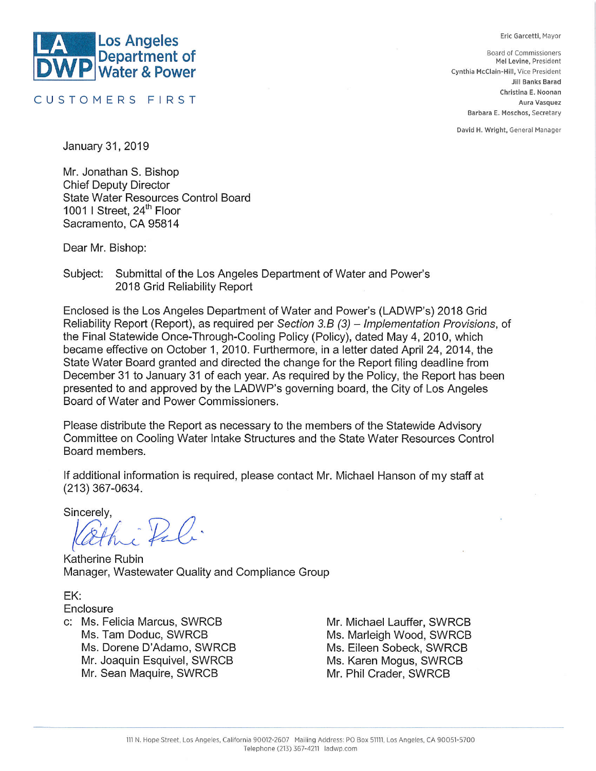**Los Angeles Department of Water & Power**

CUSTOMERS FIRST

Eric Garcetti, Mayor

Board of Commissioners
Mel Levine, President
Cynthia McClain-Hill, Vice President
Jill Banks Barad
Christina E. Noonan
Aura Vasquez
Barbara E. Moschos, Secretary

David H. Wright, General Manager

January 31, 2019

Mr. Jonathan S. Bishop
Chief Deputy Director
State Water Resources Control Board
1001 I Street, 24th Floor
Sacramento, CA 95814

Dear Mr. Bishop:

Subject: Submittal of the Los Angeles Department of Water and Power's 2018 Grid Reliability Report

Enclosed is the Los Angeles Department of Water and Power's (LADWP's) 2018 Grid Reliability Report (Report), as required per *Section 3.B (3) – Implementation Provisions*, of the Final Statewide Once-Through-Cooling Policy (Policy), dated May 4, 2010, which became effective on October 1, 2010. Furthermore, in a letter dated April 24, 2014, the State Water Board granted and directed the change for the Report filing deadline from December 31 to January 31 of each year. As required by the Policy, the Report has been presented to and approved by the LADWP's governing board, the City of Los Angeles Board of Water and Power Commissioners.

Please distribute the Report as necessary to the members of the Statewide Advisory Committee on Cooling Water Intake Structures and the State Water Resources Control Board members.

If additional information is required, please contact Mr. Michael Hanson of my staff at (213) 367-0634.

Sincerely,

Katherine Rubin
Manager, Wastewater Quality and Compliance Group

EK:
Enclosure
c: Ms. Felicia Marcus, SWRCB
Ms. Tam Doduc, SWRCB
Ms. Dorene D'Adamo, SWRCB
Mr. Joaquin Esquivel, SWRCB
Mr. Sean Maquire, SWRCB
Mr. Michael Lauffer, SWRCB
Ms. Marleigh Wood, SWRCB
Ms. Eileen Sobeck, SWRCB
Ms. Karen Mogus, SWRCB
Mr. Phil Crader, SWRCB

111 N. Hope Street, Los Angeles, California 90012-2607 Mailing Address: PO Box 51111, Los Angeles, CA 90051-5700
Telephone (213) 367-4211 ladwp.com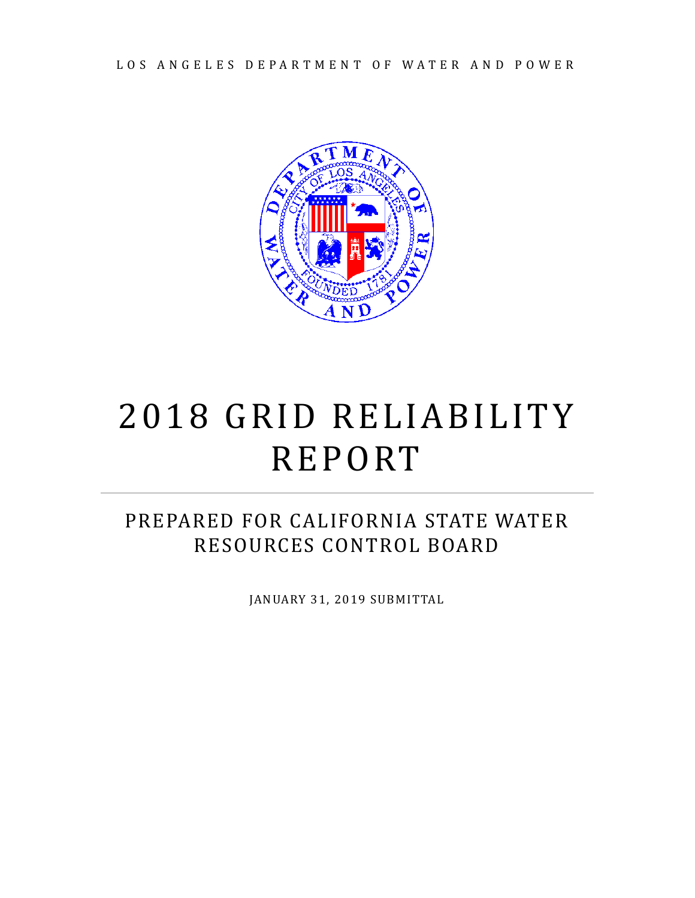LOS ANGELES DEPARTMENT OF WATER AND POWER

# 2018 GRID RELIABILITY REPORT

## PREPARED FOR CALIFORNIA STATE WATER RESOURCES CONTROL BOARD

JANUARY 31, 2019 SUBMITTAL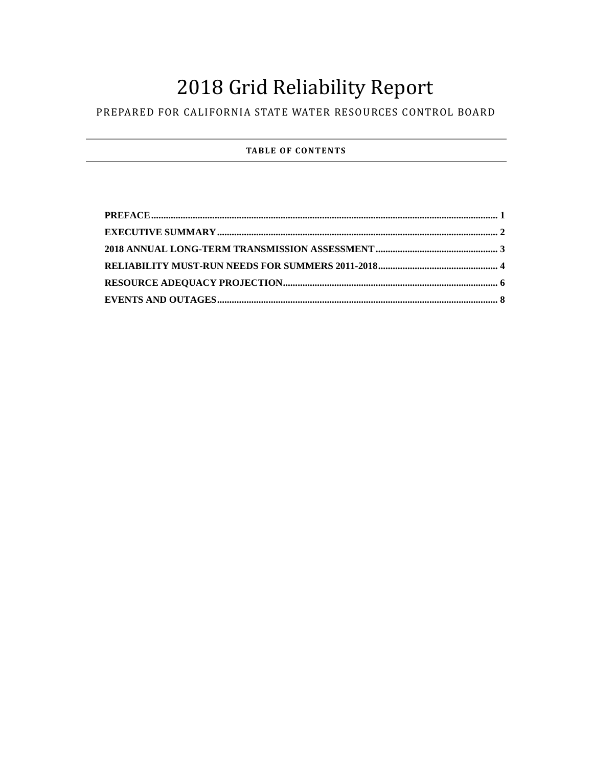# 2018 Grid Reliability Report

PREPARED FOR CALIFORNIA STATE WATER RESOURCES CONTROL BOARD

**TABLE OF CONTENTS**

**PREFACE** .......... 1
**EXECUTIVE SUMMARY** .......... 2
**2018 ANNUAL LONG-TERM TRANSMISSION ASSESSMENT** .......... 3
**RELIABILITY MUST-RUN NEEDS FOR SUMMERS 2011-2018** .......... 4
**RESOURCE ADEQUACY PROJECTION** .......... 6
**EVENTS AND OUTAGES** .......... 8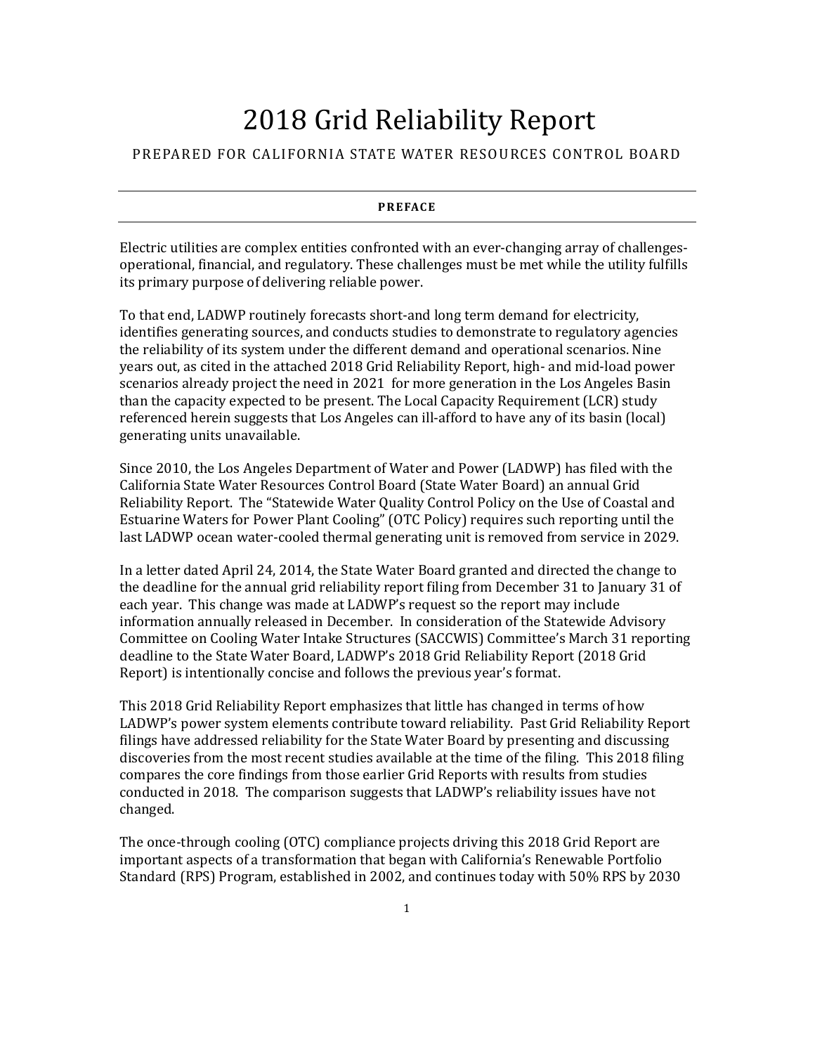# 2018 Grid Reliability Report

PREPARED FOR CALIFORNIA STATE WATER RESOURCES CONTROL BOARD

---

**PREFACE**

---

Electric utilities are complex entities confronted with an ever-changing array of challenges- operational, financial, and regulatory. These challenges must be met while the utility fulfills its primary purpose of delivering reliable power.

To that end, LADWP routinely forecasts short-and long term demand for electricity, identifies generating sources, and conducts studies to demonstrate to regulatory agencies the reliability of its system under the different demand and operational scenarios. Nine years out, as cited in the attached 2018 Grid Reliability Report, high- and mid-load power scenarios already project the need in 2021 for more generation in the Los Angeles Basin than the capacity expected to be present. The Local Capacity Requirement (LCR) study referenced herein suggests that Los Angeles can ill-afford to have any of its basin (local) generating units unavailable.

Since 2010, the Los Angeles Department of Water and Power (LADWP) has filed with the California State Water Resources Control Board (State Water Board) an annual Grid Reliability Report. The "Statewide Water Quality Control Policy on the Use of Coastal and Estuarine Waters for Power Plant Cooling" (OTC Policy) requires such reporting until the last LADWP ocean water-cooled thermal generating unit is removed from service in 2029.

In a letter dated April 24, 2014, the State Water Board granted and directed the change to the deadline for the annual grid reliability report filing from December 31 to January 31 of each year. This change was made at LADWP's request so the report may include information annually released in December. In consideration of the Statewide Advisory Committee on Cooling Water Intake Structures (SACCWIS) Committee's March 31 reporting deadline to the State Water Board, LADWP's 2018 Grid Reliability Report (2018 Grid Report) is intentionally concise and follows the previous year's format.

This 2018 Grid Reliability Report emphasizes that little has changed in terms of how LADWP's power system elements contribute toward reliability. Past Grid Reliability Report filings have addressed reliability for the State Water Board by presenting and discussing discoveries from the most recent studies available at the time of the filing. This 2018 filing compares the core findings from those earlier Grid Reports with results from studies conducted in 2018. The comparison suggests that LADWP's reliability issues have not changed.

The once-through cooling (OTC) compliance projects driving this 2018 Grid Report are important aspects of a transformation that began with California's Renewable Portfolio Standard (RPS) Program, established in 2002, and continues today with 50% RPS by 2030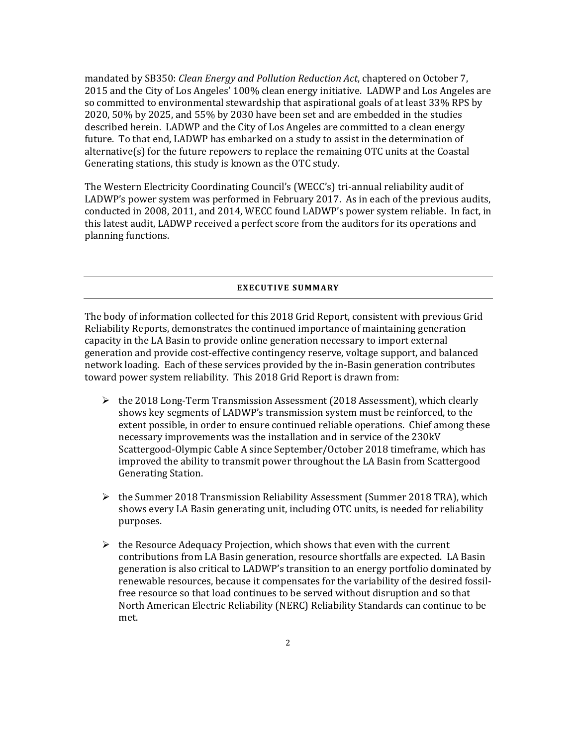mandated by SB350: *Clean Energy and Pollution Reduction Act*, chaptered on October 7, 2015 and the City of Los Angeles' 100% clean energy initiative. LADWP and Los Angeles are so committed to environmental stewardship that aspirational goals of at least 33% RPS by 2020, 50% by 2025, and 55% by 2030 have been set and are embedded in the studies described herein. LADWP and the City of Los Angeles are committed to a clean energy future. To that end, LADWP has embarked on a study to assist in the determination of alternative(s) for the future repowers to replace the remaining OTC units at the Coastal Generating stations, this study is known as the OTC study.

The Western Electricity Coordinating Council's (WECC's) tri-annual reliability audit of LADWP's power system was performed in February 2017. As in each of the previous audits, conducted in 2008, 2011, and 2014, WECC found LADWP's power system reliable. In fact, in this latest audit, LADWP received a perfect score from the auditors for its operations and planning functions.

---

## EXECUTIVE SUMMARY

---

The body of information collected for this 2018 Grid Report, consistent with previous Grid Reliability Reports, demonstrates the continued importance of maintaining generation capacity in the LA Basin to provide online generation necessary to import external generation and provide cost-effective contingency reserve, voltage support, and balanced network loading. Each of these services provided by the in-Basin generation contributes toward power system reliability. This 2018 Grid Report is drawn from:

- the 2018 Long-Term Transmission Assessment (2018 Assessment), which clearly shows key segments of LADWP's transmission system must be reinforced, to the extent possible, in order to ensure continued reliable operations. Chief among these necessary improvements was the installation and in service of the 230kV Scattergood-Olympic Cable A since September/October 2018 timeframe, which has improved the ability to transmit power throughout the LA Basin from Scattergood Generating Station.

- the Summer 2018 Transmission Reliability Assessment (Summer 2018 TRA), which shows every LA Basin generating unit, including OTC units, is needed for reliability purposes.

- the Resource Adequacy Projection, which shows that even with the current contributions from LA Basin generation, resource shortfalls are expected. LA Basin generation is also critical to LADWP's transition to an energy portfolio dominated by renewable resources, because it compensates for the variability of the desired fossil-free resource so that load continues to be served without disruption and so that North American Electric Reliability (NERC) Reliability Standards can continue to be met.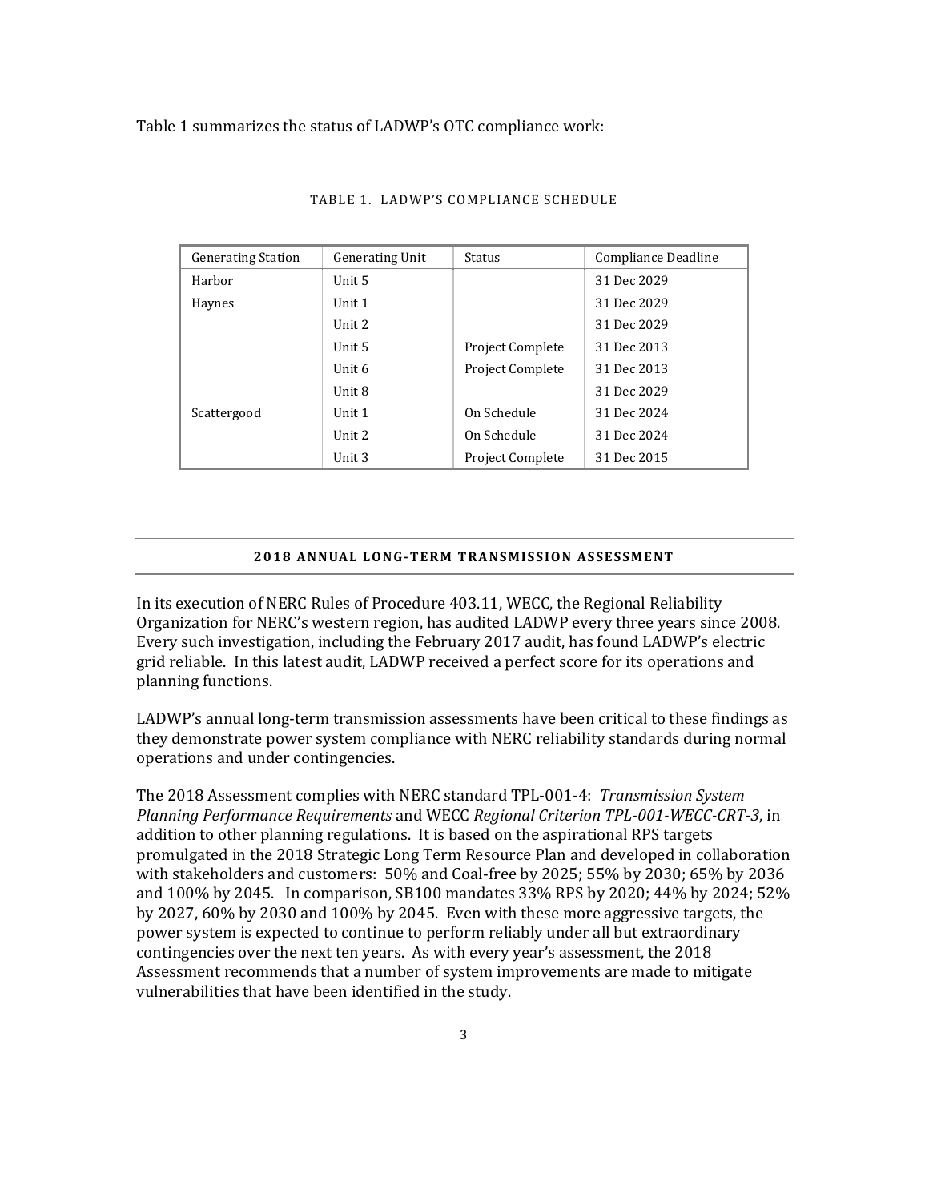Table 1 summarizes the status of LADWP's OTC compliance work:

TABLE 1. LADWP'S COMPLIANCE SCHEDULE

| Generating Station | Generating Unit | Status | Compliance Deadline |
|---|---|---|---|
| Harbor | Unit 5 | | 31 Dec 2029 |
| Haynes | Unit 1 | | 31 Dec 2029 |
| | Unit 2 | | 31 Dec 2029 |
| | Unit 5 | Project Complete | 31 Dec 2013 |
| | Unit 6 | Project Complete | 31 Dec 2013 |
| | Unit 8 | | 31 Dec 2029 |
| Scattergood | Unit 1 | On Schedule | 31 Dec 2024 |
| | Unit 2 | On Schedule | 31 Dec 2024 |
| | Unit 3 | Project Complete | 31 Dec 2015 |

## 2018 ANNUAL LONG-TERM TRANSMISSION ASSESSMENT

In its execution of NERC Rules of Procedure 403.11, WECC, the Regional Reliability Organization for NERC's western region, has audited LADWP every three years since 2008. Every such investigation, including the February 2017 audit, has found LADWP's electric grid reliable. In this latest audit, LADWP received a perfect score for its operations and planning functions.

LADWP's annual long-term transmission assessments have been critical to these findings as they demonstrate power system compliance with NERC reliability standards during normal operations and under contingencies.

The 2018 Assessment complies with NERC standard TPL-001-4: *Transmission System Planning Performance Requirements* and WECC *Regional Criterion TPL-001-WECC-CRT-3*, in addition to other planning regulations. It is based on the aspirational RPS targets promulgated in the 2018 Strategic Long Term Resource Plan and developed in collaboration with stakeholders and customers: 50% and Coal-free by 2025; 55% by 2030; 65% by 2036 and 100% by 2045. In comparison, SB100 mandates 33% RPS by 2020; 44% by 2024; 52% by 2027, 60% by 2030 and 100% by 2045. Even with these more aggressive targets, the power system is expected to continue to perform reliably under all but extraordinary contingencies over the next ten years. As with every year's assessment, the 2018 Assessment recommends that a number of system improvements are made to mitigate vulnerabilities that have been identified in the study.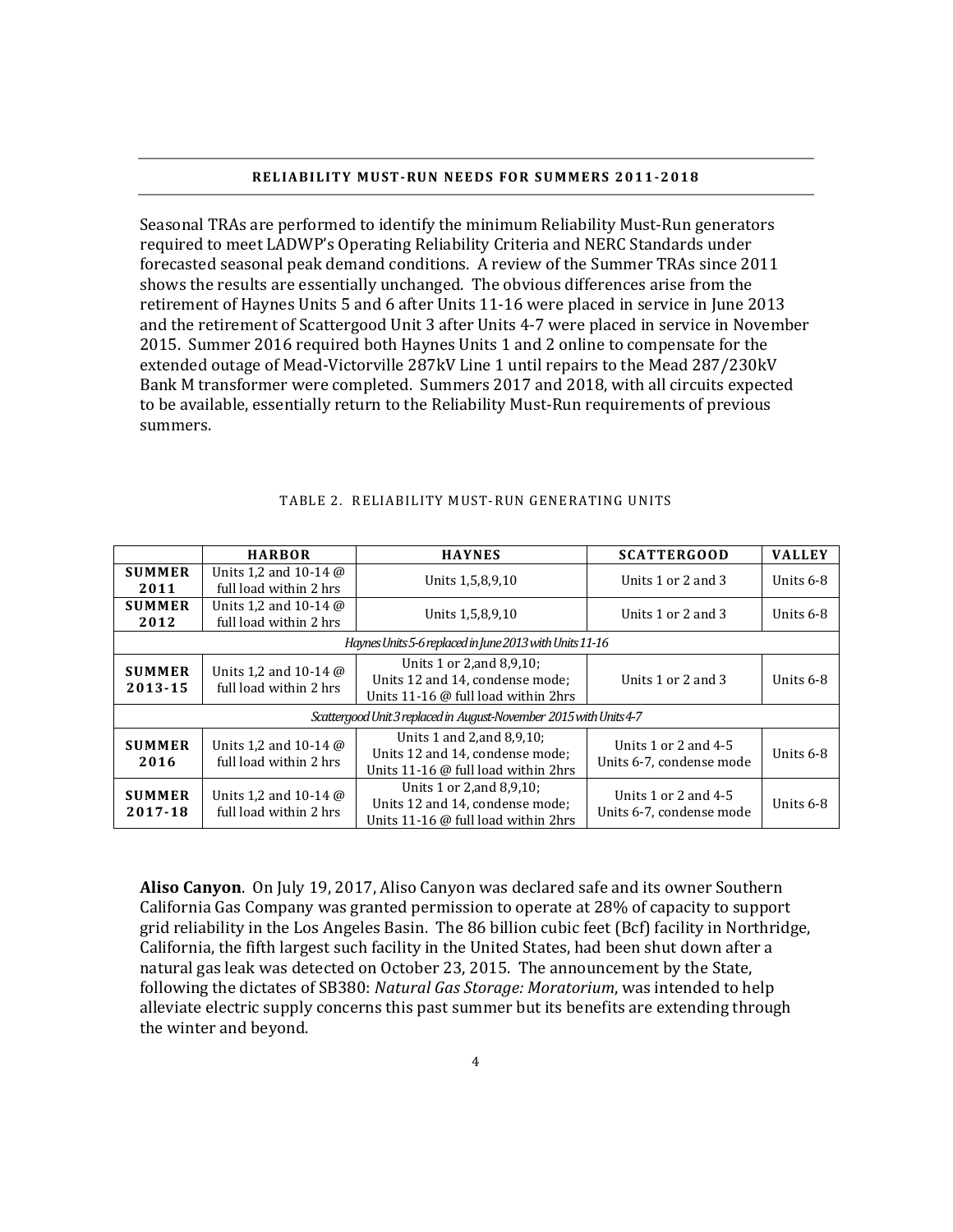## RELIABILITY MUST-RUN NEEDS FOR SUMMERS 2011-2018

Seasonal TRAs are performed to identify the minimum Reliability Must-Run generators required to meet LADWP's Operating Reliability Criteria and NERC Standards under forecasted seasonal peak demand conditions. A review of the Summer TRAs since 2011 shows the results are essentially unchanged. The obvious differences arise from the retirement of Haynes Units 5 and 6 after Units 11-16 were placed in service in June 2013 and the retirement of Scattergood Unit 3 after Units 4-7 were placed in service in November 2015. Summer 2016 required both Haynes Units 1 and 2 online to compensate for the extended outage of Mead-Victorville 287kV Line 1 until repairs to the Mead 287/230kV Bank M transformer were completed. Summers 2017 and 2018, with all circuits expected to be available, essentially return to the Reliability Must-Run requirements of previous summers.

TABLE 2. RELIABILITY MUST-RUN GENERATING UNITS

| | HARBOR | HAYNES | SCATTERGOOD | VALLEY |
|---|---|---|---|---|
| **SUMMER 2011** | Units 1,2 and 10-14 @ full load within 2 hrs | Units 1,5,8,9,10 | Units 1 or 2 and 3 | Units 6-8 |
| **SUMMER 2012** | Units 1,2 and 10-14 @ full load within 2 hrs | Units 1,5,8,9,10 | Units 1 or 2 and 3 | Units 6-8 |
| *Haynes Units 5-6 replaced in June 2013 with Units 11-16* | | | | |
| **SUMMER 2013-15** | Units 1,2 and 10-14 @ full load within 2 hrs | Units 1 or 2,and 8,9,10; Units 12 and 14, condense mode; Units 11-16 @ full load within 2hrs | Units 1 or 2 and 3 | Units 6-8 |
| *Scattergood Unit 3 replaced in August-November 2015 with Units 4-7* | | | | |
| **SUMMER 2016** | Units 1,2 and 10-14 @ full load within 2 hrs | Units 1 and 2,and 8,9,10; Units 12 and 14, condense mode; Units 11-16 @ full load within 2hrs | Units 1 or 2 and 4-5 Units 6-7, condense mode | Units 6-8 |
| **SUMMER 2017-18** | Units 1,2 and 10-14 @ full load within 2 hrs | Units 1 or 2,and 8,9,10; Units 12 and 14, condense mode; Units 11-16 @ full load within 2hrs | Units 1 or 2 and 4-5 Units 6-7, condense mode | Units 6-8 |

**Aliso Canyon**. On July 19, 2017, Aliso Canyon was declared safe and its owner Southern California Gas Company was granted permission to operate at 28% of capacity to support grid reliability in the Los Angeles Basin. The 86 billion cubic feet (Bcf) facility in Northridge, California, the fifth largest such facility in the United States, had been shut down after a natural gas leak was detected on October 23, 2015. The announcement by the State, following the dictates of SB380: *Natural Gas Storage: Moratorium*, was intended to help alleviate electric supply concerns this past summer but its benefits are extending through the winter and beyond.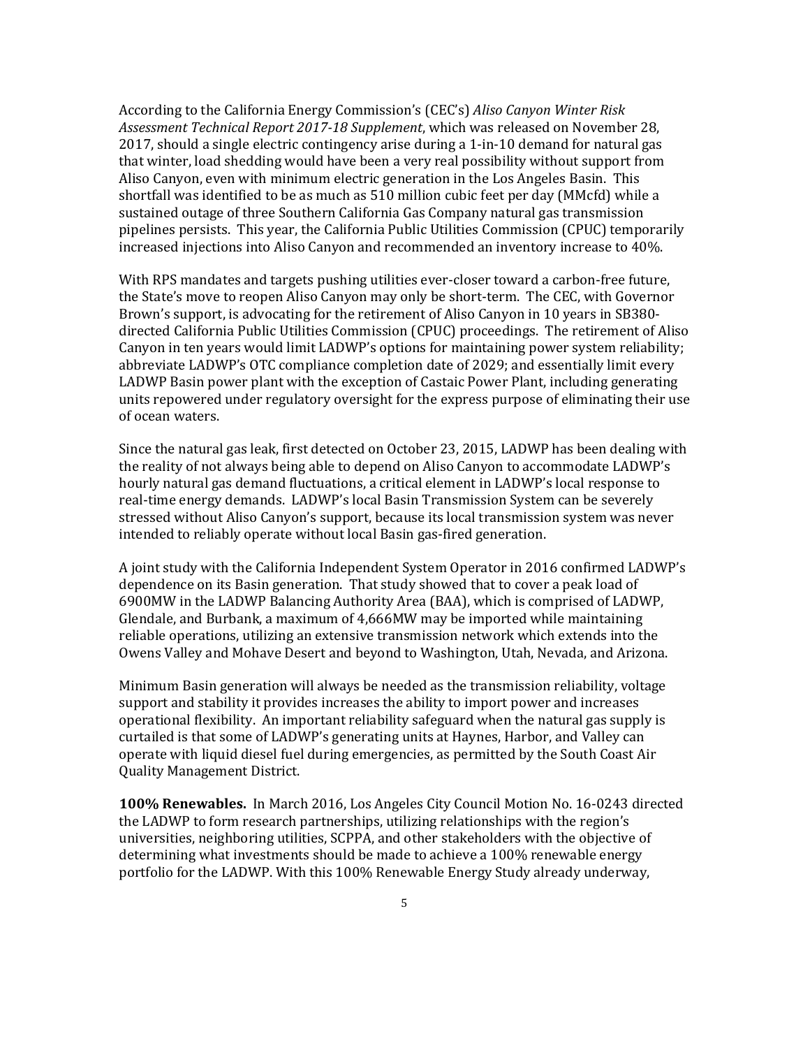According to the California Energy Commission's (CEC's) *Aliso Canyon Winter Risk Assessment Technical Report 2017-18 Supplement*, which was released on November 28, 2017, should a single electric contingency arise during a 1-in-10 demand for natural gas that winter, load shedding would have been a very real possibility without support from Aliso Canyon, even with minimum electric generation in the Los Angeles Basin. This shortfall was identified to be as much as 510 million cubic feet per day (MMcfd) while a sustained outage of three Southern California Gas Company natural gas transmission pipelines persists. This year, the California Public Utilities Commission (CPUC) temporarily increased injections into Aliso Canyon and recommended an inventory increase to 40%.

With RPS mandates and targets pushing utilities ever-closer toward a carbon-free future, the State's move to reopen Aliso Canyon may only be short-term. The CEC, with Governor Brown's support, is advocating for the retirement of Aliso Canyon in 10 years in SB380-directed California Public Utilities Commission (CPUC) proceedings. The retirement of Aliso Canyon in ten years would limit LADWP's options for maintaining power system reliability; abbreviate LADWP's OTC compliance completion date of 2029; and essentially limit every LADWP Basin power plant with the exception of Castaic Power Plant, including generating units repowered under regulatory oversight for the express purpose of eliminating their use of ocean waters.

Since the natural gas leak, first detected on October 23, 2015, LADWP has been dealing with the reality of not always being able to depend on Aliso Canyon to accommodate LADWP's hourly natural gas demand fluctuations, a critical element in LADWP's local response to real-time energy demands. LADWP's local Basin Transmission System can be severely stressed without Aliso Canyon's support, because its local transmission system was never intended to reliably operate without local Basin gas-fired generation.

A joint study with the California Independent System Operator in 2016 confirmed LADWP's dependence on its Basin generation. That study showed that to cover a peak load of 6900MW in the LADWP Balancing Authority Area (BAA), which is comprised of LADWP, Glendale, and Burbank, a maximum of 4,666MW may be imported while maintaining reliable operations, utilizing an extensive transmission network which extends into the Owens Valley and Mohave Desert and beyond to Washington, Utah, Nevada, and Arizona.

Minimum Basin generation will always be needed as the transmission reliability, voltage support and stability it provides increases the ability to import power and increases operational flexibility. An important reliability safeguard when the natural gas supply is curtailed is that some of LADWP's generating units at Haynes, Harbor, and Valley can operate with liquid diesel fuel during emergencies, as permitted by the South Coast Air Quality Management District.

**100% Renewables.** In March 2016, Los Angeles City Council Motion No. 16-0243 directed the LADWP to form research partnerships, utilizing relationships with the region's universities, neighboring utilities, SCPPA, and other stakeholders with the objective of determining what investments should be made to achieve a 100% renewable energy portfolio for the LADWP. With this 100% Renewable Energy Study already underway,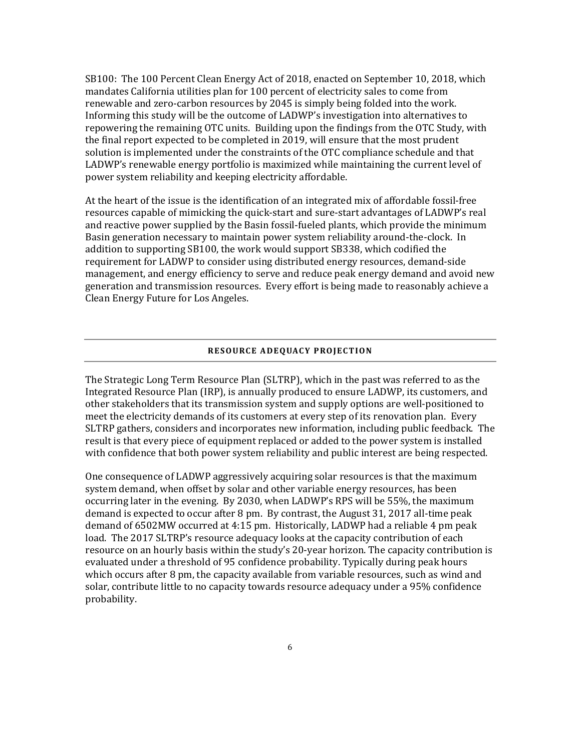SB100: The 100 Percent Clean Energy Act of 2018, enacted on September 10, 2018, which mandates California utilities plan for 100 percent of electricity sales to come from renewable and zero-carbon resources by 2045 is simply being folded into the work. Informing this study will be the outcome of LADWP's investigation into alternatives to repowering the remaining OTC units. Building upon the findings from the OTC Study, with the final report expected to be completed in 2019, will ensure that the most prudent solution is implemented under the constraints of the OTC compliance schedule and that LADWP's renewable energy portfolio is maximized while maintaining the current level of power system reliability and keeping electricity affordable.

At the heart of the issue is the identification of an integrated mix of affordable fossil-free resources capable of mimicking the quick-start and sure-start advantages of LADWP's real and reactive power supplied by the Basin fossil-fueled plants, which provide the minimum Basin generation necessary to maintain power system reliability around-the-clock. In addition to supporting SB100, the work would support SB338, which codified the requirement for LADWP to consider using distributed energy resources, demand-side management, and energy efficiency to serve and reduce peak energy demand and avoid new generation and transmission resources. Every effort is being made to reasonably achieve a Clean Energy Future for Los Angeles.

## RESOURCE ADEQUACY PROJECTION

The Strategic Long Term Resource Plan (SLTRP), which in the past was referred to as the Integrated Resource Plan (IRP), is annually produced to ensure LADWP, its customers, and other stakeholders that its transmission system and supply options are well-positioned to meet the electricity demands of its customers at every step of its renovation plan. Every SLTRP gathers, considers and incorporates new information, including public feedback. The result is that every piece of equipment replaced or added to the power system is installed with confidence that both power system reliability and public interest are being respected.

One consequence of LADWP aggressively acquiring solar resources is that the maximum system demand, when offset by solar and other variable energy resources, has been occurring later in the evening. By 2030, when LADWP's RPS will be 55%, the maximum demand is expected to occur after 8 pm. By contrast, the August 31, 2017 all-time peak demand of 6502MW occurred at 4:15 pm. Historically, LADWP had a reliable 4 pm peak load. The 2017 SLTRP's resource adequacy looks at the capacity contribution of each resource on an hourly basis within the study's 20-year horizon. The capacity contribution is evaluated under a threshold of 95 confidence probability. Typically during peak hours which occurs after 8 pm, the capacity available from variable resources, such as wind and solar, contribute little to no capacity towards resource adequacy under a 95% confidence probability.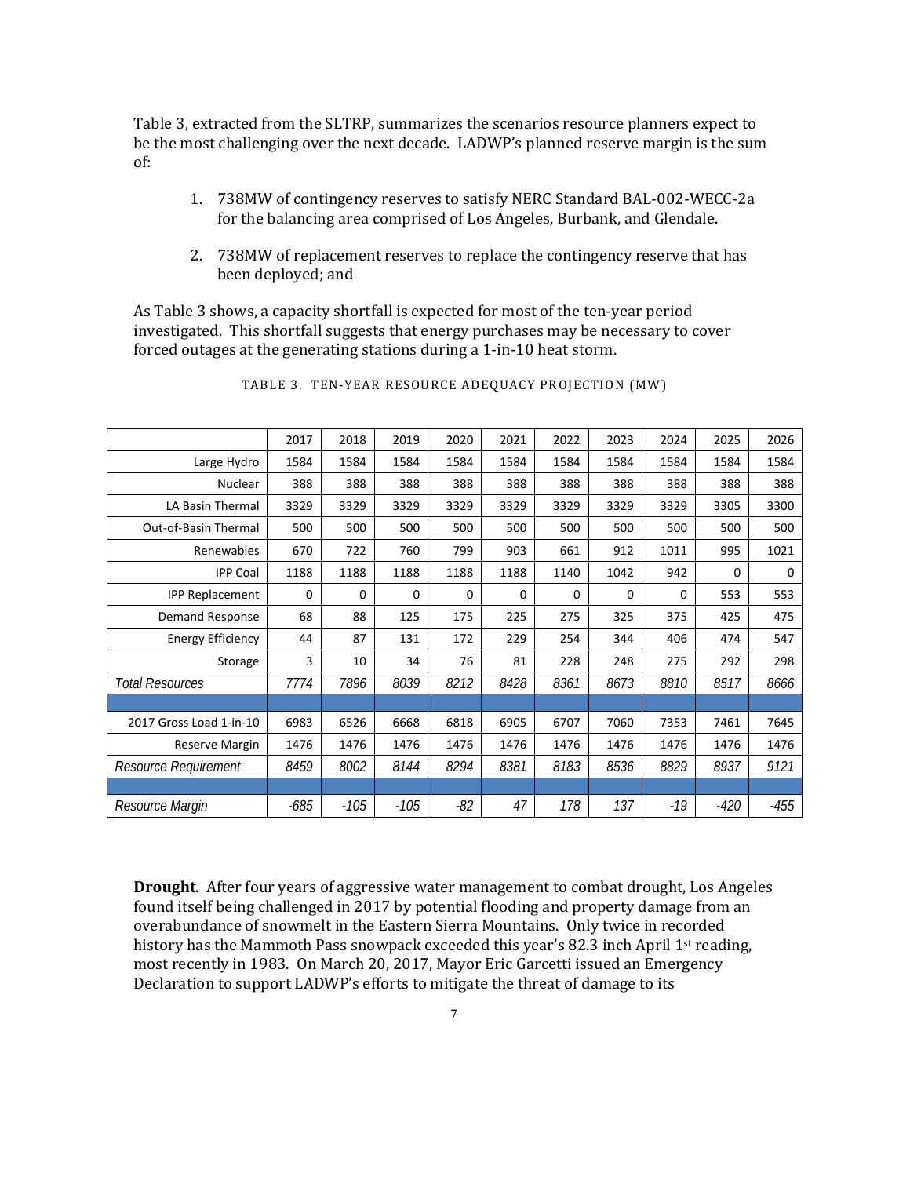Table 3, extracted from the SLTRP, summarizes the scenarios resource planners expect to be the most challenging over the next decade. LADWP's planned reserve margin is the sum of:

1. 738MW of contingency reserves to satisfy NERC Standard BAL-002-WECC-2a for the balancing area comprised of Los Angeles, Burbank, and Glendale.
2. 738MW of replacement reserves to replace the contingency reserve that has been deployed; and

As Table 3 shows, a capacity shortfall is expected for most of the ten-year period investigated. This shortfall suggests that energy purchases may be necessary to cover forced outages at the generating stations during a 1-in-10 heat storm.

TABLE 3. TEN-YEAR RESOURCE ADEQUACY PROJECTION (MW)

| | 2017 | 2018 | 2019 | 2020 | 2021 | 2022 | 2023 | 2024 | 2025 | 2026 |
|---|---|---|---|---|---|---|---|---|---|---|
| Large Hydro | 1584 | 1584 | 1584 | 1584 | 1584 | 1584 | 1584 | 1584 | 1584 | 1584 |
| Nuclear | 388 | 388 | 388 | 388 | 388 | 388 | 388 | 388 | 388 | 388 |
| LA Basin Thermal | 3329 | 3329 | 3329 | 3329 | 3329 | 3329 | 3329 | 3329 | 3305 | 3300 |
| Out-of-Basin Thermal | 500 | 500 | 500 | 500 | 500 | 500 | 500 | 500 | 500 | 500 |
| Renewables | 670 | 722 | 760 | 799 | 903 | 661 | 912 | 1011 | 995 | 1021 |
| IPP Coal | 1188 | 1188 | 1188 | 1188 | 1188 | 1140 | 1042 | 942 | 0 | 0 |
| IPP Replacement | 0 | 0 | 0 | 0 | 0 | 0 | 0 | 0 | 553 | 553 |
| Demand Response | 68 | 88 | 125 | 175 | 225 | 275 | 325 | 375 | 425 | 475 |
| Energy Efficiency | 44 | 87 | 131 | 172 | 229 | 254 | 344 | 406 | 474 | 547 |
| Storage | 3 | 10 | 34 | 76 | 81 | 228 | 248 | 275 | 292 | 298 |
| *Total Resources* | *7774* | *7896* | *8039* | *8212* | *8428* | *8361* | *8673* | *8810* | *8517* | *8666* |
| | | | | | | | | | | |
| 2017 Gross Load 1-in-10 | 6983 | 6526 | 6668 | 6818 | 6905 | 6707 | 7060 | 7353 | 7461 | 7645 |
| Reserve Margin | 1476 | 1476 | 1476 | 1476 | 1476 | 1476 | 1476 | 1476 | 1476 | 1476 |
| *Resource Requirement* | *8459* | *8002* | *8144* | *8294* | *8381* | *8183* | *8536* | *8829* | *8937* | *9121* |
| | | | | | | | | | | |
| *Resource Margin* | *-685* | *-105* | *-105* | *-82* | *47* | *178* | *137* | *-19* | *-420* | *-455* |

**Drought**. After four years of aggressive water management to combat drought, Los Angeles found itself being challenged in 2017 by potential flooding and property damage from an overabundance of snowmelt in the Eastern Sierra Mountains. Only twice in recorded history has the Mammoth Pass snowpack exceeded this year's 82.3 inch April 1st reading, most recently in 1983. On March 20, 2017, Mayor Eric Garcetti issued an Emergency Declaration to support LADWP's efforts to mitigate the threat of damage to its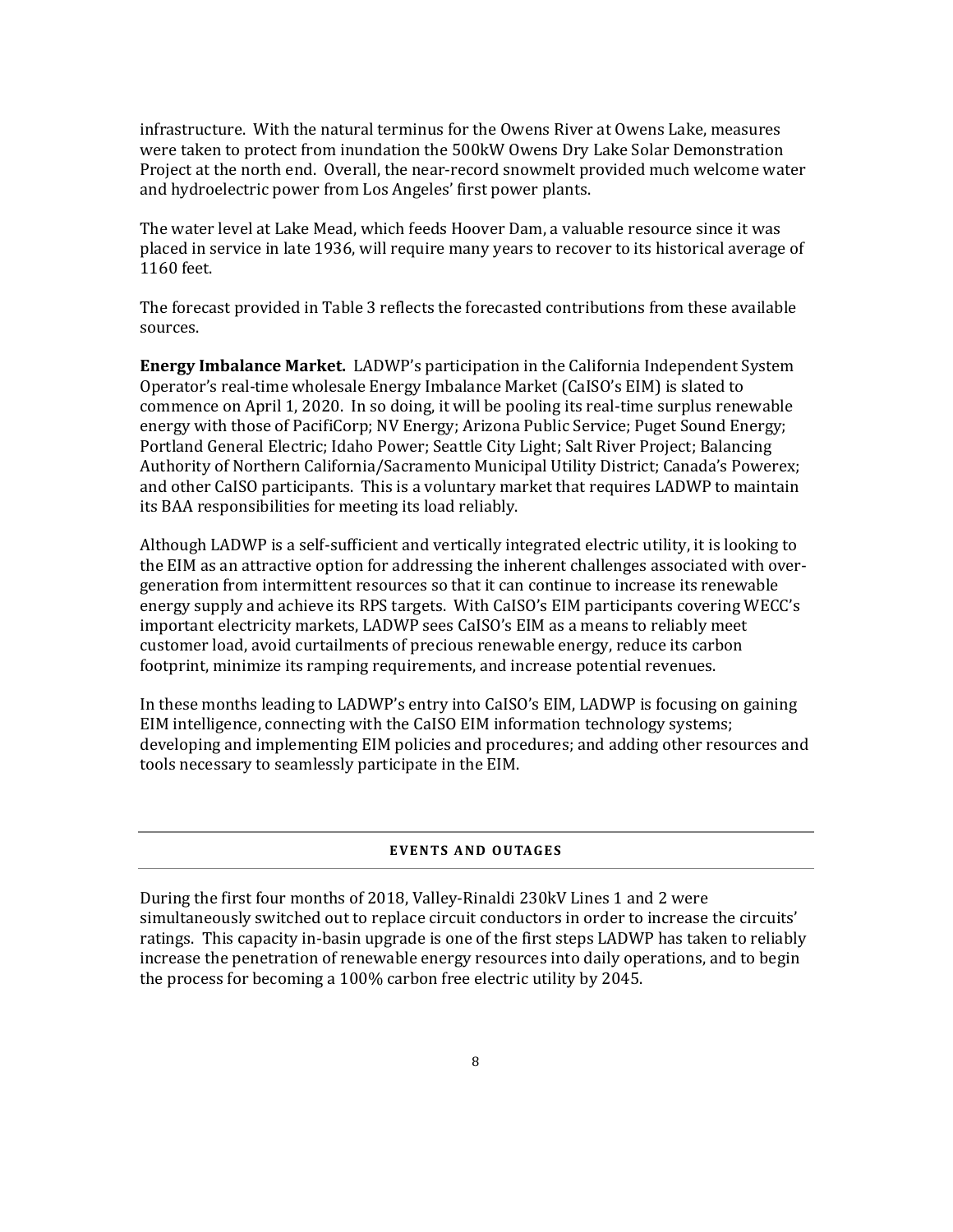infrastructure. With the natural terminus for the Owens River at Owens Lake, measures were taken to protect from inundation the 500kW Owens Dry Lake Solar Demonstration Project at the north end. Overall, the near-record snowmelt provided much welcome water and hydroelectric power from Los Angeles' first power plants.

The water level at Lake Mead, which feeds Hoover Dam, a valuable resource since it was placed in service in late 1936, will require many years to recover to its historical average of 1160 feet.

The forecast provided in Table 3 reflects the forecasted contributions from these available sources.

**Energy Imbalance Market.** LADWP's participation in the California Independent System Operator's real-time wholesale Energy Imbalance Market (CaISO's EIM) is slated to commence on April 1, 2020. In so doing, it will be pooling its real-time surplus renewable energy with those of PacifiCorp; NV Energy; Arizona Public Service; Puget Sound Energy; Portland General Electric; Idaho Power; Seattle City Light; Salt River Project; Balancing Authority of Northern California/Sacramento Municipal Utility District; Canada's Powerex; and other CaISO participants. This is a voluntary market that requires LADWP to maintain its BAA responsibilities for meeting its load reliably.

Although LADWP is a self-sufficient and vertically integrated electric utility, it is looking to the EIM as an attractive option for addressing the inherent challenges associated with over-generation from intermittent resources so that it can continue to increase its renewable energy supply and achieve its RPS targets. With CaISO's EIM participants covering WECC's important electricity markets, LADWP sees CaISO's EIM as a means to reliably meet customer load, avoid curtailments of precious renewable energy, reduce its carbon footprint, minimize its ramping requirements, and increase potential revenues.

In these months leading to LADWP's entry into CaISO's EIM, LADWP is focusing on gaining EIM intelligence, connecting with the CaISO EIM information technology systems; developing and implementing EIM policies and procedures; and adding other resources and tools necessary to seamlessly participate in the EIM.

## EVENTS AND OUTAGES

During the first four months of 2018, Valley-Rinaldi 230kV Lines 1 and 2 were simultaneously switched out to replace circuit conductors in order to increase the circuits' ratings. This capacity in-basin upgrade is one of the first steps LADWP has taken to reliably increase the penetration of renewable energy resources into daily operations, and to begin the process for becoming a 100% carbon free electric utility by 2045.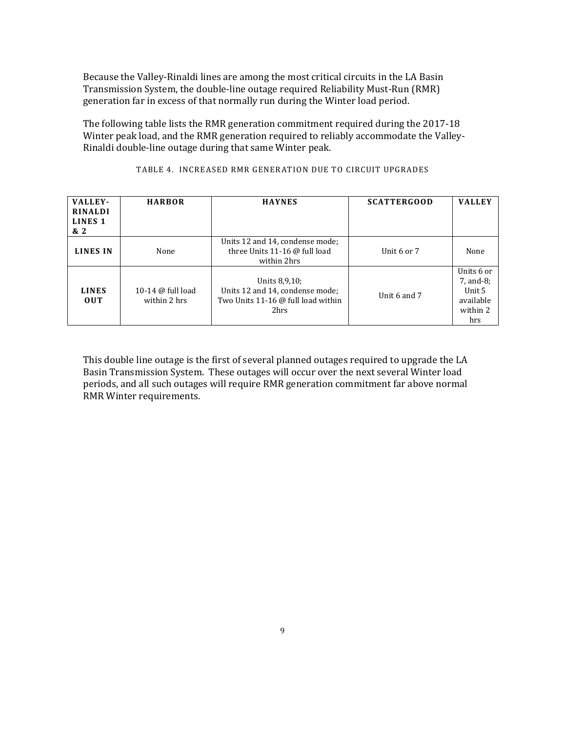Because the Valley-Rinaldi lines are among the most critical circuits in the LA Basin Transmission System, the double-line outage required Reliability Must-Run (RMR) generation far in excess of that normally run during the Winter load period.

The following table lists the RMR generation commitment required during the 2017-18 Winter peak load, and the RMR generation required to reliably accommodate the Valley-Rinaldi double-line outage during that same Winter peak.

TABLE 4. INCREASED RMR GENERATION DUE TO CIRCUIT UPGRADES

| VALLEY-RINALDI LINES 1 & 2 | HARBOR | HAYNES | SCATTERGOOD | VALLEY |
|---|---|---|---|---|
| **LINES IN** | None | Units 12 and 14, condense mode; three Units 11-16 @ full load within 2hrs | Unit 6 or 7 | None |
| **LINES OUT** | 10-14 @ full load within 2 hrs | Units 8,9,10; Units 12 and 14, condense mode; Two Units 11-16 @ full load within 2hrs | Unit 6 and 7 | Units 6 or 7, and-8; Unit 5 available within 2 hrs |

This double line outage is the first of several planned outages required to upgrade the LA Basin Transmission System. These outages will occur over the next several Winter load periods, and all such outages will require RMR generation commitment far above normal RMR Winter requirements.